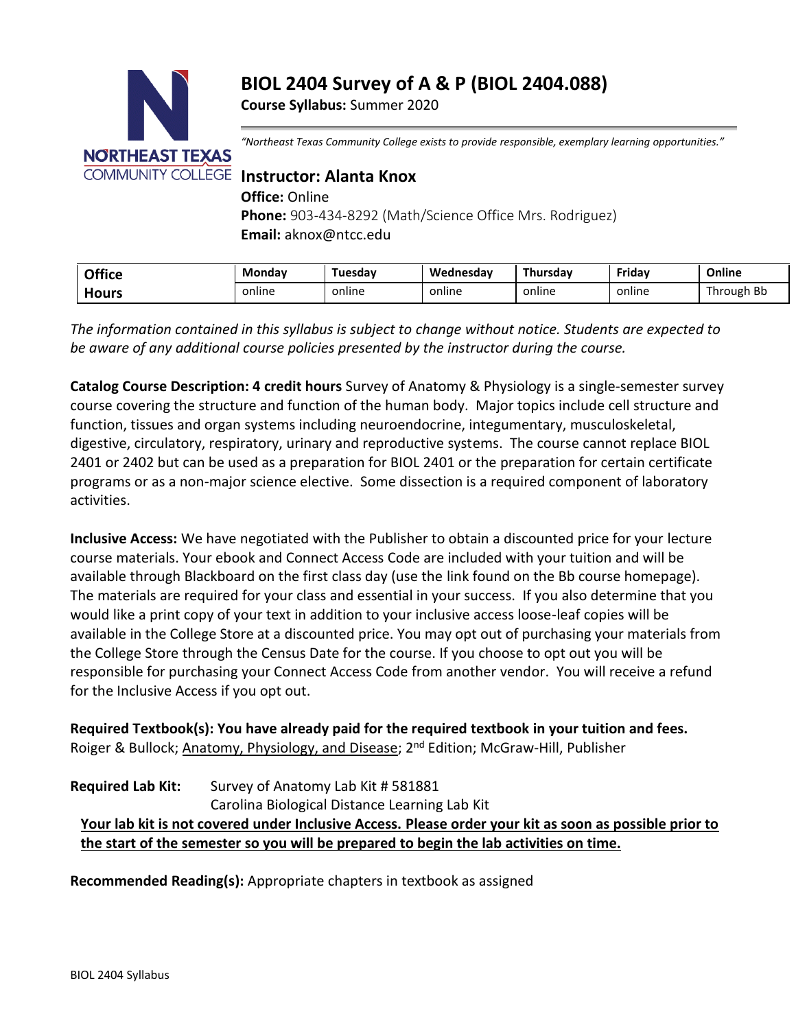# BIOL 2404 Survey of A & P (BIOL 2404.088)

**Course Syllabus:** Summer 2020

*"Northeast Texas Community College exists to provide responsible, exemplary learning opportunities."*

## Instructor: Alanta Knox

**Office:** Online
**Phone:** 903-434-8292 (Math/Science Office Mrs. Rodriguez)
**Email:** aknox@ntcc.edu

| Office Hours | Monday | Tuesday | Wednesday | Thursday | Friday | Online |
|---|---|---|---|---|---|---|
| | online | online | online | online | online | Through Bb |

*The information contained in this syllabus is subject to change without notice. Students are expected to be aware of any additional course policies presented by the instructor during the course.*

**Catalog Course Description: 4 credit hours** Survey of Anatomy & Physiology is a single-semester survey course covering the structure and function of the human body. Major topics include cell structure and function, tissues and organ systems including neuroendocrine, integumentary, musculoskeletal, digestive, circulatory, respiratory, urinary and reproductive systems. The course cannot replace BIOL 2401 or 2402 but can be used as a preparation for BIOL 2401 or the preparation for certain certificate programs or as a non-major science elective. Some dissection is a required component of laboratory activities.

**Inclusive Access:** We have negotiated with the Publisher to obtain a discounted price for your lecture course materials. Your ebook and Connect Access Code are included with your tuition and will be available through Blackboard on the first class day (use the link found on the Bb course homepage). The materials are required for your class and essential in your success. If you also determine that you would like a print copy of your text in addition to your inclusive access loose-leaf copies will be available in the College Store at a discounted price. You may opt out of purchasing your materials from the College Store through the Census Date for the course. If you choose to opt out you will be responsible for purchasing your Connect Access Code from another vendor. You will receive a refund for the Inclusive Access if you opt out.

**Required Textbook(s): You have already paid for the required textbook in your tuition and fees.**
Roiger & Bullock; Anatomy, Physiology, and Disease; 2nd Edition; McGraw-Hill, Publisher

**Required Lab Kit:** Survey of Anatomy Lab Kit # 581881
Carolina Biological Distance Learning Lab Kit

**Your lab kit is not covered under Inclusive Access. Please order your kit as soon as possible prior to the start of the semester so you will be prepared to begin the lab activities on time.**

**Recommended Reading(s):** Appropriate chapters in textbook as assigned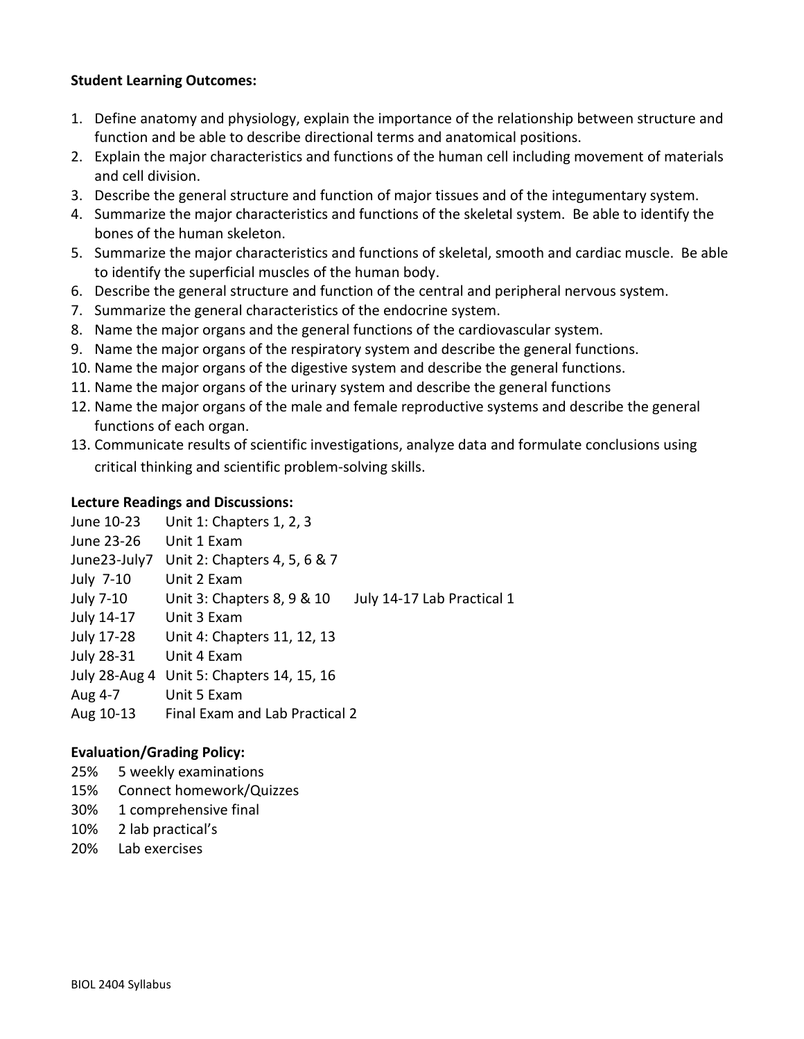**Student Learning Outcomes:**

1. Define anatomy and physiology, explain the importance of the relationship between structure and function and be able to describe directional terms and anatomical positions.
2. Explain the major characteristics and functions of the human cell including movement of materials and cell division.
3. Describe the general structure and function of major tissues and of the integumentary system.
4. Summarize the major characteristics and functions of the skeletal system. Be able to identify the bones of the human skeleton.
5. Summarize the major characteristics and functions of skeletal, smooth and cardiac muscle. Be able to identify the superficial muscles of the human body.
6. Describe the general structure and function of the central and peripheral nervous system.
7. Summarize the general characteristics of the endocrine system.
8. Name the major organs and the general functions of the cardiovascular system.
9. Name the major organs of the respiratory system and describe the general functions.
10. Name the major organs of the digestive system and describe the general functions.
11. Name the major organs of the urinary system and describe the general functions
12. Name the major organs of the male and female reproductive systems and describe the general functions of each organ.
13. Communicate results of scientific investigations, analyze data and formulate conclusions using critical thinking and scientific problem-solving skills.

**Lecture Readings and Discussions:**

| | | |
|---|---|---|
| June 10-23 | Unit 1: Chapters 1, 2, 3 | |
| June 23-26 | Unit 1 Exam | |
| June23-July7 | Unit 2: Chapters 4, 5, 6 & 7 | |
| July 7-10 | Unit 2 Exam | |
| July 7-10 | Unit 3: Chapters 8, 9 & 10 | July 14-17 Lab Practical 1 |
| July 14-17 | Unit 3 Exam | |
| July 17-28 | Unit 4: Chapters 11, 12, 13 | |
| July 28-31 | Unit 4 Exam | |
| July 28-Aug 4 | Unit 5: Chapters 14, 15, 16 | |
| Aug 4-7 | Unit 5 Exam | |
| Aug 10-13 | Final Exam and Lab Practical 2 | |

**Evaluation/Grading Policy:**

25% 5 weekly examinations
15% Connect homework/Quizzes
30% 1 comprehensive final
10% 2 lab practical's
20% Lab exercises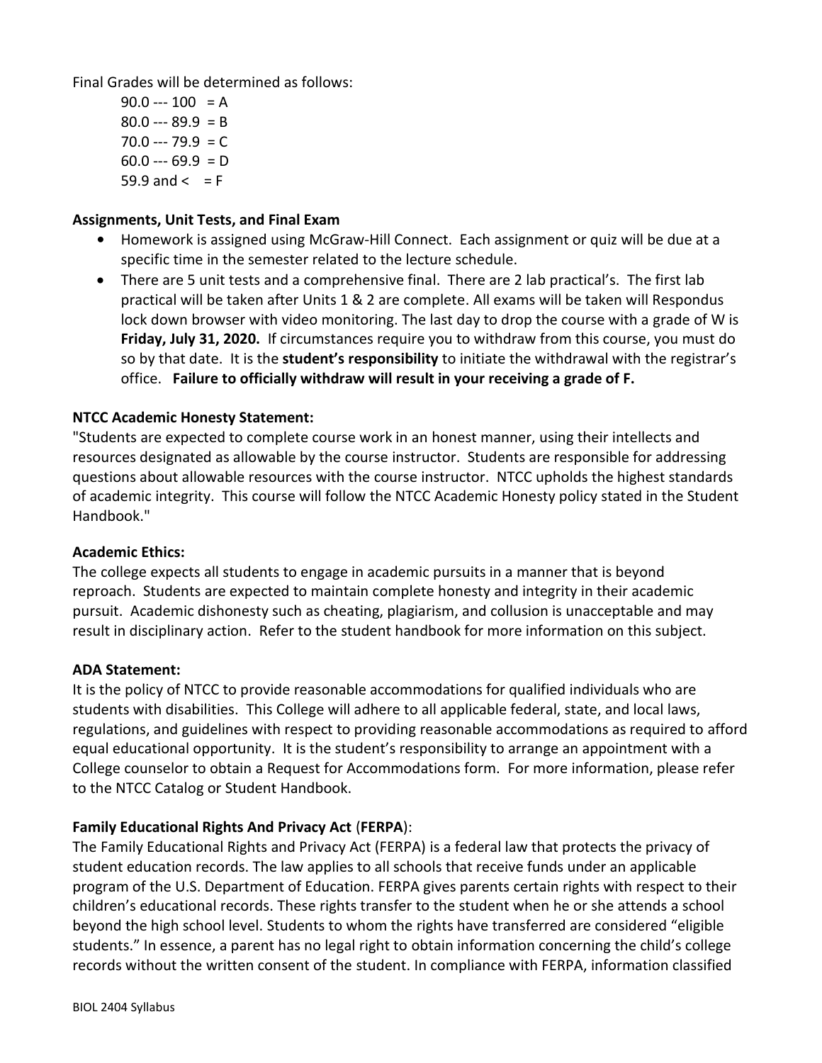Final Grades will be determined as follows:

90.0 --- 100 = A
80.0 --- 89.9 = B
70.0 --- 79.9 = C
60.0 --- 69.9 = D
59.9 and < = F

**Assignments, Unit Tests, and Final Exam**

- Homework is assigned using McGraw-Hill Connect. Each assignment or quiz will be due at a specific time in the semester related to the lecture schedule.
- There are 5 unit tests and a comprehensive final. There are 2 lab practical's. The first lab practical will be taken after Units 1 & 2 are complete. All exams will be taken will Respondus lock down browser with video monitoring. The last day to drop the course with a grade of W is **Friday, July 31, 2020.** If circumstances require you to withdraw from this course, you must do so by that date. It is the **student's responsibility** to initiate the withdrawal with the registrar's office. **Failure to officially withdraw will result in your receiving a grade of F.**

**NTCC Academic Honesty Statement:**

"Students are expected to complete course work in an honest manner, using their intellects and resources designated as allowable by the course instructor. Students are responsible for addressing questions about allowable resources with the course instructor. NTCC upholds the highest standards of academic integrity. This course will follow the NTCC Academic Honesty policy stated in the Student Handbook."

**Academic Ethics:**

The college expects all students to engage in academic pursuits in a manner that is beyond reproach. Students are expected to maintain complete honesty and integrity in their academic pursuit. Academic dishonesty such as cheating, plagiarism, and collusion is unacceptable and may result in disciplinary action. Refer to the student handbook for more information on this subject.

**ADA Statement:**

It is the policy of NTCC to provide reasonable accommodations for qualified individuals who are students with disabilities. This College will adhere to all applicable federal, state, and local laws, regulations, and guidelines with respect to providing reasonable accommodations as required to afford equal educational opportunity. It is the student's responsibility to arrange an appointment with a College counselor to obtain a Request for Accommodations form. For more information, please refer to the NTCC Catalog or Student Handbook.

**Family Educational Rights And Privacy Act (FERPA):**

The Family Educational Rights and Privacy Act (FERPA) is a federal law that protects the privacy of student education records. The law applies to all schools that receive funds under an applicable program of the U.S. Department of Education. FERPA gives parents certain rights with respect to their children's educational records. These rights transfer to the student when he or she attends a school beyond the high school level. Students to whom the rights have transferred are considered "eligible students." In essence, a parent has no legal right to obtain information concerning the child's college records without the written consent of the student. In compliance with FERPA, information classified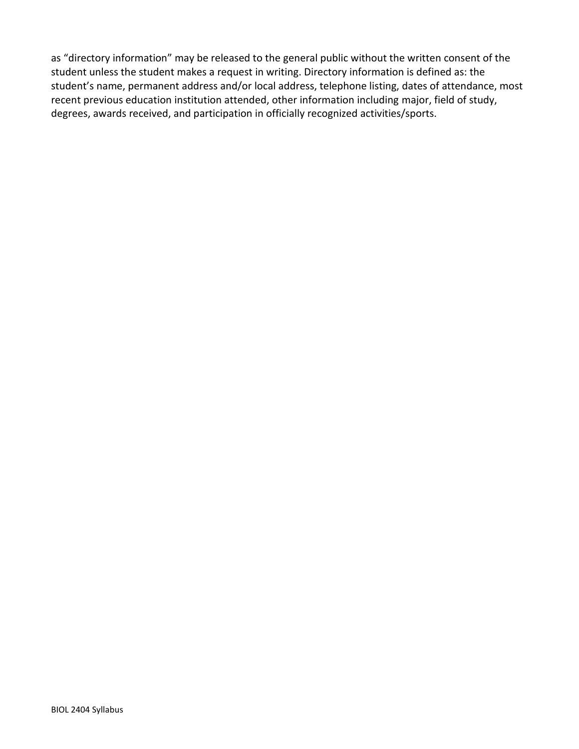as “directory information” may be released to the general public without the written consent of the student unless the student makes a request in writing. Directory information is defined as: the student’s name, permanent address and/or local address, telephone listing, dates of attendance, most recent previous education institution attended, other information including major, field of study, degrees, awards received, and participation in officially recognized activities/sports.